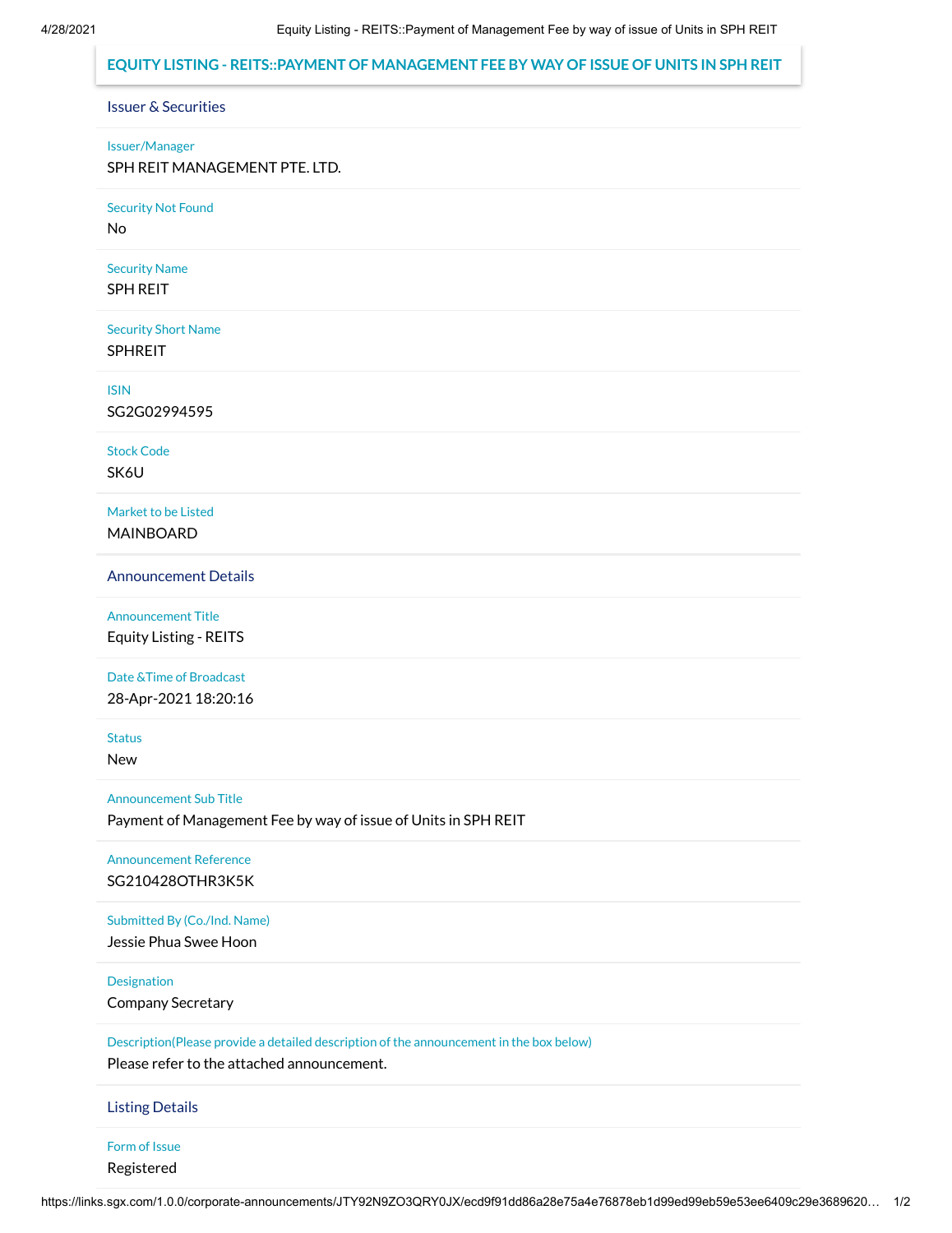# EQUITY LISTING - REITS::PAYMENT OF MANAGEMENT FEE BY WAY OF ISSUE OF UNITS IN SPH REIT

## Issuer & Securities

**Issuer/Manager**

SPH REIT MANAGEMENT PTE. LTD.

**Security Not Found**

No

**Security Name**

SPH REIT

**Security Short Name**

SPHREIT

**ISIN**

SG2G02994595

**Stock Code**

SK6U

**Market to be Listed**

MAINBOARD

## Announcement Details

**Announcement Title**

Equity Listing - REITS

**Date &Time of Broadcast**

28-Apr-2021 18:20:16

**Status**

New

**Announcement Sub Title**

Payment of Management Fee by way of issue of Units in SPH REIT

**Announcement Reference**

SG210428OTHR3K5K

**Submitted By (Co./Ind. Name)**

Jessie Phua Swee Hoon

**Designation**

Company Secretary

**Description(Please provide a detailed description of the announcement in the box below)**

Please refer to the attached announcement.

## Listing Details

**Form of Issue**

Registered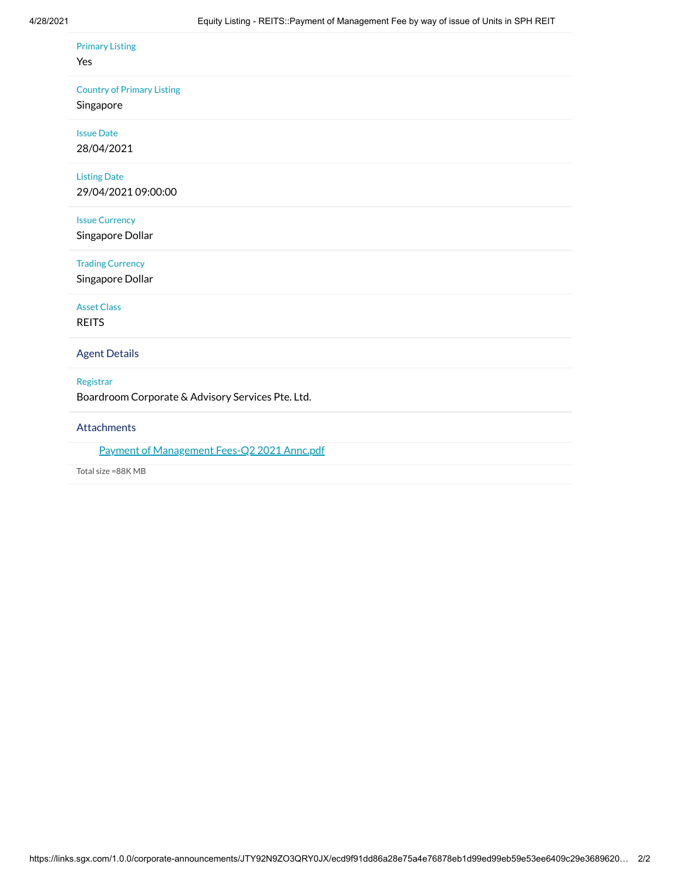Primary Listing

Yes

Country of Primary Listing

Singapore

Issue Date

28/04/2021

Listing Date

29/04/2021 09:00:00

Issue Currency

Singapore Dollar

Trading Currency

Singapore Dollar

Asset Class

REITS

## Agent Details

Registrar

Boardroom Corporate & Advisory Services Pte. Ltd.

## Attachments

[Payment of Management Fees-Q2 2021 Annc.pdf]

Total size =88K MB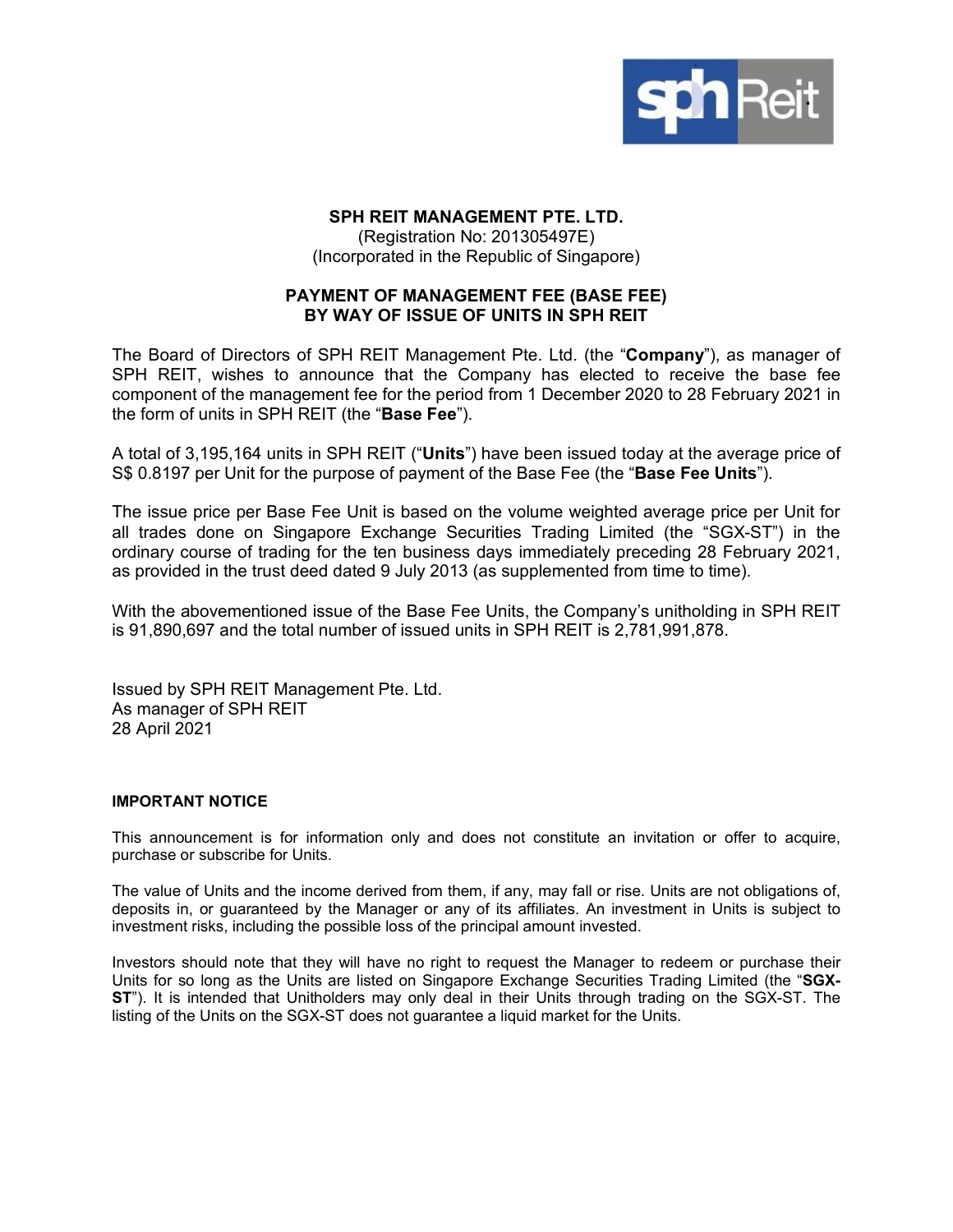**SPH REIT MANAGEMENT PTE. LTD.**
(Registration No: 201305497E)
(Incorporated in the Republic of Singapore)

**PAYMENT OF MANAGEMENT FEE (BASE FEE) BY WAY OF ISSUE OF UNITS IN SPH REIT**

The Board of Directors of SPH REIT Management Pte. Ltd. (the "**Company**"), as manager of SPH REIT, wishes to announce that the Company has elected to receive the base fee component of the management fee for the period from 1 December 2020 to 28 February 2021 in the form of units in SPH REIT (the "**Base Fee**").

A total of 3,195,164 units in SPH REIT ("**Units**") have been issued today at the average price of S$ 0.8197 per Unit for the purpose of payment of the Base Fee (the "**Base Fee Units**").

The issue price per Base Fee Unit is based on the volume weighted average price per Unit for all trades done on Singapore Exchange Securities Trading Limited (the "SGX-ST") in the ordinary course of trading for the ten business days immediately preceding 28 February 2021, as provided in the trust deed dated 9 July 2013 (as supplemented from time to time).

With the abovementioned issue of the Base Fee Units, the Company's unitholding in SPH REIT is 91,890,697 and the total number of issued units in SPH REIT is 2,781,991,878.

Issued by SPH REIT Management Pte. Ltd.
As manager of SPH REIT
28 April 2021

**IMPORTANT NOTICE**

This announcement is for information only and does not constitute an invitation or offer to acquire, purchase or subscribe for Units.

The value of Units and the income derived from them, if any, may fall or rise. Units are not obligations of, deposits in, or guaranteed by the Manager or any of its affiliates. An investment in Units is subject to investment risks, including the possible loss of the principal amount invested.

Investors should note that they will have no right to request the Manager to redeem or purchase their Units for so long as the Units are listed on Singapore Exchange Securities Trading Limited (the "**SGX-ST**"). It is intended that Unitholders may only deal in their Units through trading on the SGX-ST. The listing of the Units on the SGX-ST does not guarantee a liquid market for the Units.